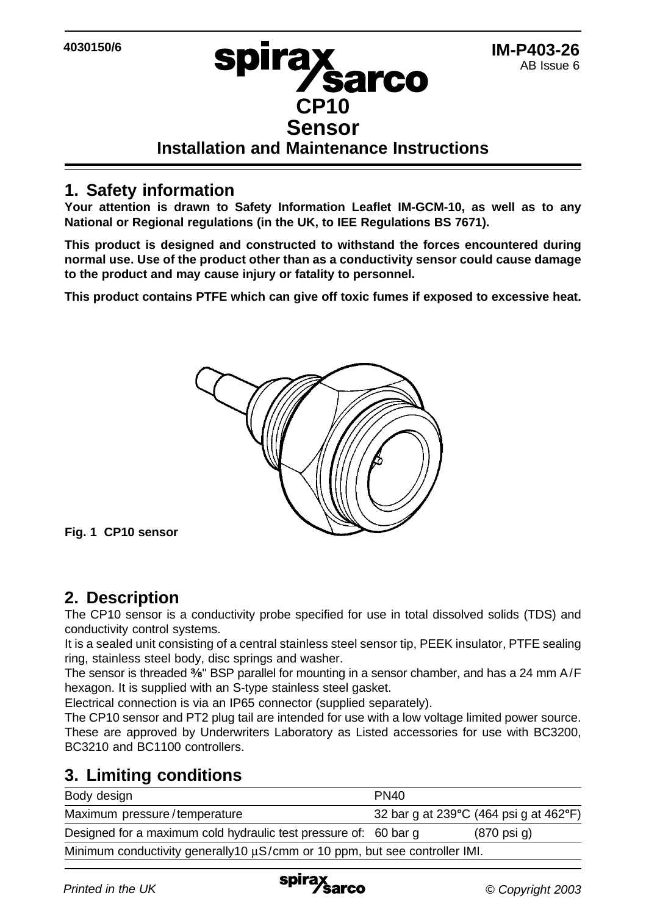4030150/6

IM-P403-26
AB Issue 6

# CP10 Sensor
## Installation and Maintenance Instructions

## 1. Safety information

**Your attention is drawn to Safety Information Leaflet IM-GCM-10, as well as to any National or Regional regulations (in the UK, to IEE Regulations BS 7671).**

**This product is designed and constructed to withstand the forces encountered during normal use. Use of the product other than as a conductivity sensor could cause damage to the product and may cause injury or fatality to personnel.**

**This product contains PTFE which can give off toxic fumes if exposed to excessive heat.**

**Fig. 1 CP10 sensor**

## 2. Description

The CP10 sensor is a conductivity probe specified for use in total dissolved solids (TDS) and conductivity control systems.

It is a sealed unit consisting of a central stainless steel sensor tip, PEEK insulator, PTFE sealing ring, stainless steel body, disc springs and washer.

The sensor is threaded ⅜" BSP parallel for mounting in a sensor chamber, and has a 24 mm A/F hexagon. It is supplied with an S-type stainless steel gasket.

Electrical connection is via an IP65 connector (supplied separately).

The CP10 sensor and PT2 plug tail are intended for use with a low voltage limited power source. These are approved by Underwriters Laboratory as Listed accessories for use with BC3200, BC3210 and BC1100 controllers.

## 3. Limiting conditions

| | | |
|---|---|---|
| Body design | PN40 | |
| Maximum pressure/temperature | 32 bar g at 239°C (464 psi g at 462°F) | |
| Designed for a maximum cold hydraulic test pressure of: | 60 bar g | (870 psi g) |
| Minimum conductivity generally10 µS/cmm or 10 ppm, but see controller IMI. | | |

*Printed in the UK* © *Copyright 2003*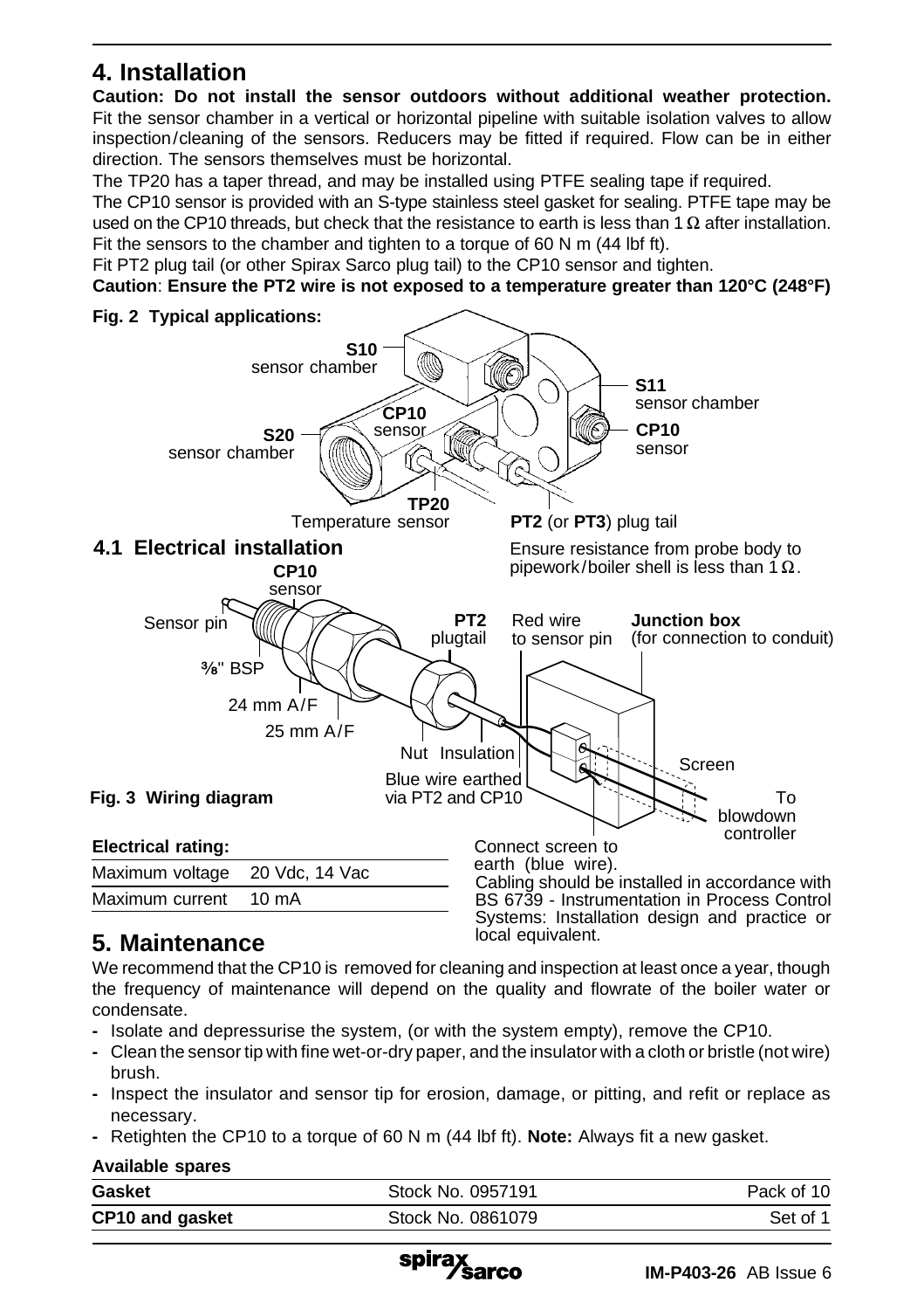# 4. Installation

**Caution: Do not install the sensor outdoors without additional weather protection.**
Fit the sensor chamber in a vertical or horizontal pipeline with suitable isolation valves to allow inspection/cleaning of the sensors. Reducers may be fitted if required. Flow can be in either direction. The sensors themselves must be horizontal.

The TP20 has a taper thread, and may be installed using PTFE sealing tape if required.

The CP10 sensor is provided with an S-type stainless steel gasket for sealing. PTFE tape may be used on the CP10 threads, but check that the resistance to earth is less than 1 Ω after installation. Fit the sensors to the chamber and tighten to a torque of 60 N m (44 lbf ft).

Fit PT2 plug tail (or other Spirax Sarco plug tail) to the CP10 sensor and tighten.

**Caution**: **Ensure the PT2 wire is not exposed to a temperature greater than 120°C (248°F)**

**Fig. 2 Typical applications:**

**S10** sensor chamber
**S11** sensor chamber
**CP10** sensor
**S20** sensor chamber
**CP10** sensor
**TP20** Temperature sensor
**PT2** (or **PT3**) plug tail

## 4.1 Electrical installation

Ensure resistance from probe body to pipework/boiler shell is less than 1 Ω.

**CP10** sensor
Sensor pin
⅜" BSP
24 mm A/F
25 mm A/F
**PT2** plugtail
Red wire to sensor pin
**Junction box** (for connection to conduit)
Nut Insulation
Screen
Blue wire earthed via PT2 and CP10
To blowdown controller
Connect screen to earth (blue wire).

**Fig. 3 Wiring diagram**

Cabling should be installed in accordance with BS 6739 - Instrumentation in Process Control Systems: Installation design and practice or local equivalent.

**Electrical rating:**

| | |
|---|---|
| Maximum voltage | 20 Vdc, 14 Vac |
| Maximum current | 10 mA |

# 5. Maintenance

We recommend that the CP10 is removed for cleaning and inspection at least once a year, though the frequency of maintenance will depend on the quality and flowrate of the boiler water or condensate.

- Isolate and depressurise the system, (or with the system empty), remove the CP10.
- Clean the sensor tip with fine wet-or-dry paper, and the insulator with a cloth or bristle (not wire) brush.
- Inspect the insulator and sensor tip for erosion, damage, or pitting, and refit or replace as necessary.
- Retighten the CP10 to a torque of 60 N m (44 lbf ft). **Note:** Always fit a new gasket.

**Available spares**

| | | |
|---|---|---|
| **Gasket** | Stock No. 0957191 | Pack of 10 |
| **CP10 and gasket** | Stock No. 0861079 | Set of 1 |